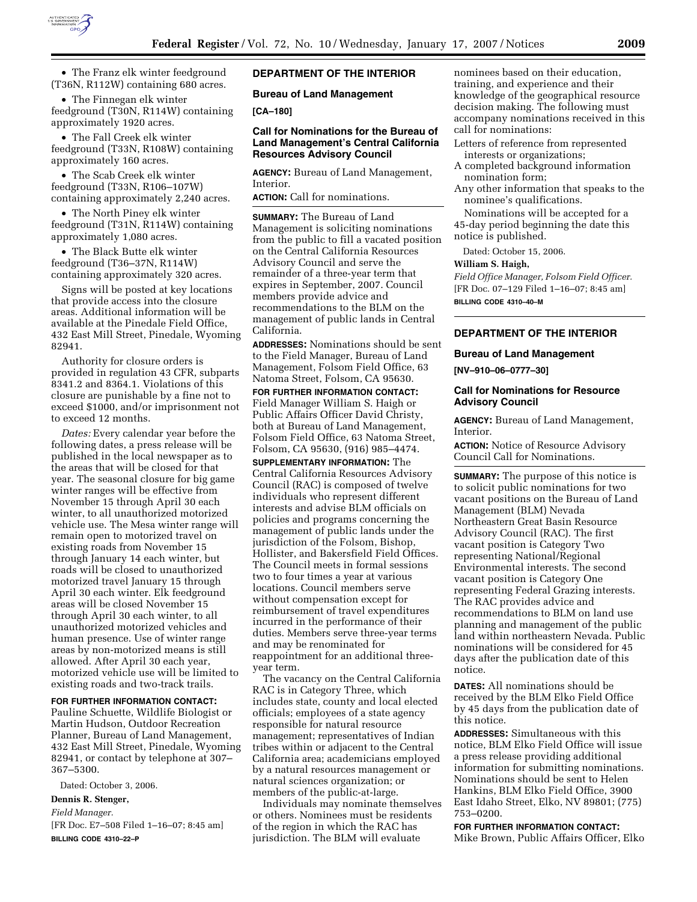- The Franz elk winter feedground (T36N, R112W) containing 680 acres.
- The Finnegan elk winter feedground (T30N, R114W) containing approximately 1920 acres.
- The Fall Creek elk winter feedground (T33N, R108W) containing approximately 160 acres.
- The Scab Creek elk winter feedground (T33N, R106–107W) containing approximately 2,240 acres.
- The North Piney elk winter feedground (T31N, R114W) containing approximately 1,080 acres.
- The Black Butte elk winter feedground (T36–37N, R114W) containing approximately 320 acres.

Signs will be posted at key locations that provide access into the closure areas. Additional information will be available at the Pinedale Field Office, 432 East Mill Street, Pinedale, Wyoming 82941.

Authority for closure orders is provided in regulation 43 CFR, subparts 8341.2 and 8364.1. Violations of this closure are punishable by a fine not to exceed $1000, and/or imprisonment not to exceed 12 months.

*Dates:* Every calendar year before the following dates, a press release will be published in the local newspaper as to the areas that will be closed for that year. The seasonal closure for big game winter ranges will be effective from November 15 through April 30 each winter, to all unauthorized motorized vehicle use. The Mesa winter range will remain open to motorized travel on existing roads from November 15 through January 14 each winter, but roads will be closed to unauthorized motorized travel January 15 through April 30 each winter. Elk feedground areas will be closed November 15 through April 30 each winter, to all unauthorized motorized vehicles and human presence. Use of winter range areas by non-motorized means is still allowed. After April 30 each year, motorized vehicle use will be limited to existing roads and two-track trails.

**FOR FURTHER INFORMATION CONTACT:** Pauline Schuette, Wildlife Biologist or Martin Hudson, Outdoor Recreation Planner, Bureau of Land Management, 432 East Mill Street, Pinedale, Wyoming 82941, or contact by telephone at 307–367–5300.

Dated: October 3, 2006.

**Dennis R. Stenger,**

*Field Manager.*

[FR Doc. E7–508 Filed 1–16–07; 8:45 am]

**BILLING CODE 4310–22–P**

## DEPARTMENT OF THE INTERIOR

### Bureau of Land Management

**[CA–180]**

### Call for Nominations for the Bureau of Land Management's Central California Resources Advisory Council

**AGENCY:** Bureau of Land Management, Interior.

**ACTION:** Call for nominations.

**SUMMARY:** The Bureau of Land Management is soliciting nominations from the public to fill a vacated position on the Central California Resources Advisory Council and serve the remainder of a three-year term that expires in September, 2007. Council members provide advice and recommendations to the BLM on the management of public lands in Central California.

**ADDRESSES:** Nominations should be sent to the Field Manager, Bureau of Land Management, Folsom Field Office, 63 Natoma Street, Folsom, CA 95630.

**FOR FURTHER INFORMATION CONTACT:** Field Manager William S. Haigh or Public Affairs Officer David Christy, both at Bureau of Land Management, Folsom Field Office, 63 Natoma Street, Folsom, CA 95630, (916) 985–4474.

**SUPPLEMENTARY INFORMATION:** The Central California Resources Advisory Council (RAC) is composed of twelve individuals who represent different interests and advise BLM officials on policies and programs concerning the management of public lands under the jurisdiction of the Folsom, Bishop, Hollister, and Bakersfield Field Offices. The Council meets in formal sessions two to four times a year at various locations. Council members serve without compensation except for reimbursement of travel expenditures incurred in the performance of their duties. Members serve three-year terms and may be renominated for reappointment for an additional three-year term.

The vacancy on the Central California RAC is in Category Three, which includes state, county and local elected officials; employees of a state agency responsible for natural resource management; representatives of Indian tribes within or adjacent to the Central California area; academicians employed by a natural resources management or natural sciences organization; or members of the public-at-large.

Individuals may nominate themselves or others. Nominees must be residents of the region in which the RAC has jurisdiction. The BLM will evaluate nominees based on their education, training, and experience and their knowledge of the geographical resource decision making. The following must accompany nominations received in this call for nominations:

Letters of reference from represented interests or organizations;
A completed background information nomination form;
Any other information that speaks to the nominee's qualifications.

Nominations will be accepted for a 45-day period beginning the date this notice is published.

Dated: October 15, 2006.

**William S. Haigh,**

*Field Office Manager, Folsom Field Officer.*

[FR Doc. 07–129 Filed 1–16–07; 8:45 am]

**BILLING CODE 4310–40–M**

## DEPARTMENT OF THE INTERIOR

### Bureau of Land Management

**[NV–910–06–0777–30]**

### Call for Nominations for Resource Advisory Council

**AGENCY:** Bureau of Land Management, Interior.

**ACTION:** Notice of Resource Advisory Council Call for Nominations.

**SUMMARY:** The purpose of this notice is to solicit public nominations for two vacant positions on the Bureau of Land Management (BLM) Nevada Northeastern Great Basin Resource Advisory Council (RAC). The first vacant position is Category Two representing National/Regional Environmental interests. The second vacant position is Category One representing Federal Grazing interests. The RAC provides advice and recommendations to BLM on land use planning and management of the public land within northeastern Nevada. Public nominations will be considered for 45 days after the publication date of this notice.

**DATES:** All nominations should be received by the BLM Elko Field Office by 45 days from the publication date of this notice.

**ADDRESSES:** Simultaneous with this notice, BLM Elko Field Office will issue a press release providing additional information for submitting nominations. Nominations should be sent to Helen Hankins, BLM Elko Field Office, 3900 East Idaho Street, Elko, NV 89801; (775) 753–0200.

**FOR FURTHER INFORMATION CONTACT:** Mike Brown, Public Affairs Officer, Elko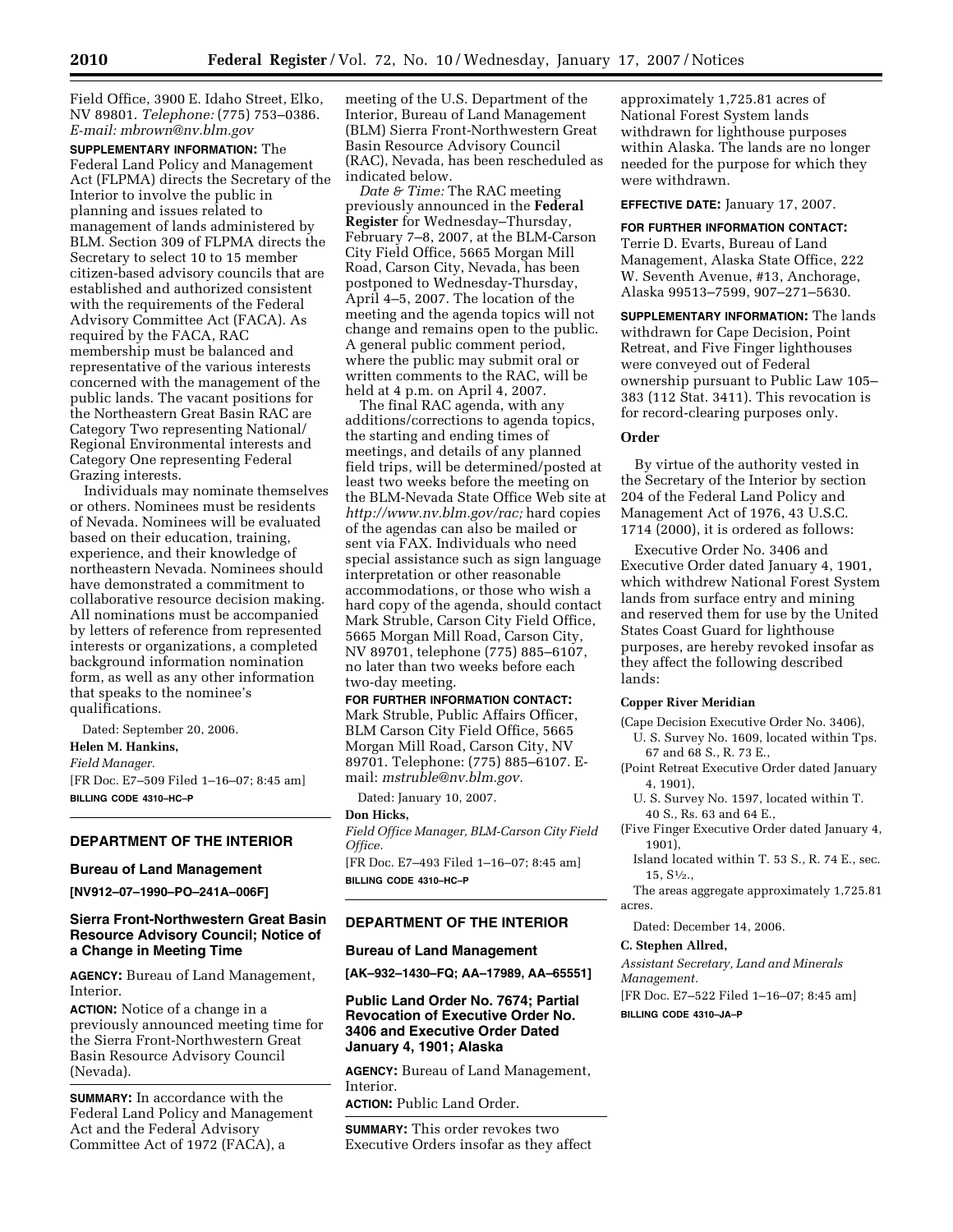Field Office, 3900 E. Idaho Street, Elko, NV 89801. *Telephone:* (775) 753–0386. *E-mail: mbrown@nv.blm.gov*

**SUPPLEMENTARY INFORMATION:** The Federal Land Policy and Management Act (FLPMA) directs the Secretary of the Interior to involve the public in planning and issues related to management of lands administered by BLM. Section 309 of FLPMA directs the Secretary to select 10 to 15 member citizen-based advisory councils that are established and authorized consistent with the requirements of the Federal Advisory Committee Act (FACA). As required by the FACA, RAC membership must be balanced and representative of the various interests concerned with the management of the public lands. The vacant positions for the Northeastern Great Basin RAC are Category Two representing National/Regional Environmental interests and Category One representing Federal Grazing interests.

Individuals may nominate themselves or others. Nominees must be residents of Nevada. Nominees will be evaluated based on their education, training, experience, and their knowledge of northeastern Nevada. Nominees should have demonstrated a commitment to collaborative resource decision making. All nominations must be accompanied by letters of reference from represented interests or organizations, a completed background information nomination form, as well as any other information that speaks to the nominee's qualifications.

Dated: September 20, 2006.

**Helen M. Hankins,**

*Field Manager.*

[FR Doc. E7–509 Filed 1–16–07; 8:45 am]

**BILLING CODE 4310–HC–P**

## DEPARTMENT OF THE INTERIOR

### Bureau of Land Management

**[NV912–07–1990–PO–241A–006F]**

### Sierra Front-Northwestern Great Basin Resource Advisory Council; Notice of a Change in Meeting Time

**AGENCY:** Bureau of Land Management, Interior.

**ACTION:** Notice of a change in a previously announced meeting time for the Sierra Front-Northwestern Great Basin Resource Advisory Council (Nevada).

**SUMMARY:** In accordance with the Federal Land Policy and Management Act and the Federal Advisory Committee Act of 1972 (FACA), a meeting of the U.S. Department of the Interior, Bureau of Land Management (BLM) Sierra Front-Northwestern Great Basin Resource Advisory Council (RAC), Nevada, has been rescheduled as indicated below.

*Date & Time:* The RAC meeting previously announced in the **Federal Register** for Wednesday–Thursday, February 7–8, 2007, at the BLM-Carson City Field Office, 5665 Morgan Mill Road, Carson City, Nevada, has been postponed to Wednesday-Thursday, April 4–5, 2007. The location of the meeting and the agenda topics will not change and remains open to the public. A general public comment period, where the public may submit oral or written comments to the RAC, will be held at 4 p.m. on April 4, 2007.

The final RAC agenda, with any additions/corrections to agenda topics, the starting and ending times of meetings, and details of any planned field trips, will be determined/posted at least two weeks before the meeting on the BLM-Nevada State Office Web site at *http://www.nv.blm.gov/rac;* hard copies of the agendas can also be mailed or sent via FAX. Individuals who need special assistance such as sign language interpretation or other reasonable accommodations, or those who wish a hard copy of the agenda, should contact Mark Struble, Carson City Field Office, 5665 Morgan Mill Road, Carson City, NV 89701, telephone (775) 885–6107, no later than two weeks before each two-day meeting.

**FOR FURTHER INFORMATION CONTACT:** Mark Struble, Public Affairs Officer, BLM Carson City Field Office, 5665 Morgan Mill Road, Carson City, NV 89701. Telephone: (775) 885–6107. E-mail: *mstruble@nv.blm.gov.*

Dated: January 10, 2007.

**Don Hicks,**

*Field Office Manager, BLM-Carson City Field Office.*

[FR Doc. E7–493 Filed 1–16–07; 8:45 am]

**BILLING CODE 4310–HC–P**

## DEPARTMENT OF THE INTERIOR

### Bureau of Land Management

**[AK–932–1430–FQ; AA–17989, AA–65551]**

### Public Land Order No. 7674; Partial Revocation of Executive Order No. 3406 and Executive Order Dated January 4, 1901; Alaska

**AGENCY:** Bureau of Land Management, Interior.

**ACTION:** Public Land Order.

**SUMMARY:** This order revokes two Executive Orders insofar as they affect approximately 1,725.81 acres of National Forest System lands withdrawn for lighthouse purposes within Alaska. The lands are no longer needed for the purpose for which they were withdrawn.

**EFFECTIVE DATE:** January 17, 2007.

**FOR FURTHER INFORMATION CONTACT:** Terrie D. Evarts, Bureau of Land Management, Alaska State Office, 222 W. Seventh Avenue, #13, Anchorage, Alaska 99513–7599, 907–271–5630.

**SUPPLEMENTARY INFORMATION:** The lands withdrawn for Cape Decision, Point Retreat, and Five Finger lighthouses were conveyed out of Federal ownership pursuant to Public Law 105–383 (112 Stat. 3411). This revocation is for record-clearing purposes only.

#### Order

By virtue of the authority vested in the Secretary of the Interior by section 204 of the Federal Land Policy and Management Act of 1976, 43 U.S.C. 1714 (2000), it is ordered as follows:

Executive Order No. 3406 and Executive Order dated January 4, 1901, which withdrew National Forest System lands from surface entry and mining and reserved them for use by the United States Coast Guard for lighthouse purposes, are hereby revoked insofar as they affect the following described lands:

**Copper River Meridian**

(Cape Decision Executive Order No. 3406),
U. S. Survey No. 1609, located within Tps. 67 and 68 S., R. 73 E.,

(Point Retreat Executive Order dated January 4, 1901),
U. S. Survey No. 1597, located within T. 40 S., Rs. 63 and 64 E.,

(Five Finger Executive Order dated January 4, 1901),
Island located within T. 53 S., R. 74 E., sec. 15, S½.,

The areas aggregate approximately 1,725.81 acres.

Dated: December 14, 2006.

**C. Stephen Allred,**

*Assistant Secretary, Land and Minerals Management.*

[FR Doc. E7–522 Filed 1–16–07; 8:45 am]

**BILLING CODE 4310–JA–P**